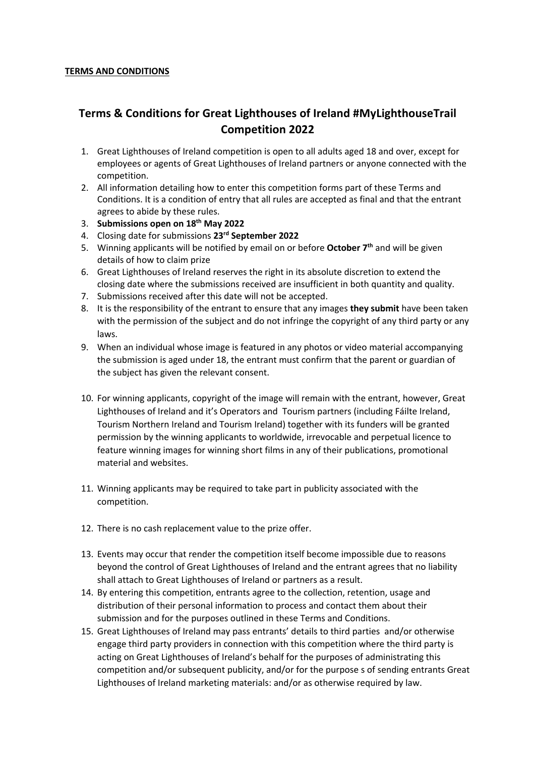**TERMS AND CONDITIONS**

# Terms & Conditions for Great Lighthouses of Ireland #MyLighthouseTrail Competition 2022

1. Great Lighthouses of Ireland competition is open to all adults aged 18 and over, except for employees or agents of Great Lighthouses of Ireland partners or anyone connected with the competition.
2. All information detailing how to enter this competition forms part of these Terms and Conditions. It is a condition of entry that all rules are accepted as final and that the entrant agrees to abide by these rules.
3. **Submissions open on 18th May 2022**
4. Closing date for submissions **23rd September 2022**
5. Winning applicants will be notified by email on or before **October 7th** and will be given details of how to claim prize
6. Great Lighthouses of Ireland reserves the right in its absolute discretion to extend the closing date where the submissions received are insufficient in both quantity and quality.
7. Submissions received after this date will not be accepted.
8. It is the responsibility of the entrant to ensure that any images **they submit** have been taken with the permission of the subject and do not infringe the copyright of any third party or any laws.
9. When an individual whose image is featured in any photos or video material accompanying the submission is aged under 18, the entrant must confirm that the parent or guardian of the subject has given the relevant consent.
10. For winning applicants, copyright of the image will remain with the entrant, however, Great Lighthouses of Ireland and it's Operators and Tourism partners (including Fáilte Ireland, Tourism Northern Ireland and Tourism Ireland) together with its funders will be granted permission by the winning applicants to worldwide, irrevocable and perpetual licence to feature winning images for winning short films in any of their publications, promotional material and websites.
11. Winning applicants may be required to take part in publicity associated with the competition.
12. There is no cash replacement value to the prize offer.
13. Events may occur that render the competition itself become impossible due to reasons beyond the control of Great Lighthouses of Ireland and the entrant agrees that no liability shall attach to Great Lighthouses of Ireland or partners as a result.
14. By entering this competition, entrants agree to the collection, retention, usage and distribution of their personal information to process and contact them about their submission and for the purposes outlined in these Terms and Conditions.
15. Great Lighthouses of Ireland may pass entrants' details to third parties and/or otherwise engage third party providers in connection with this competition where the third party is acting on Great Lighthouses of Ireland's behalf for the purposes of administrating this competition and/or subsequent publicity, and/or for the purpose s of sending entrants Great Lighthouses of Ireland marketing materials: and/or as otherwise required by law.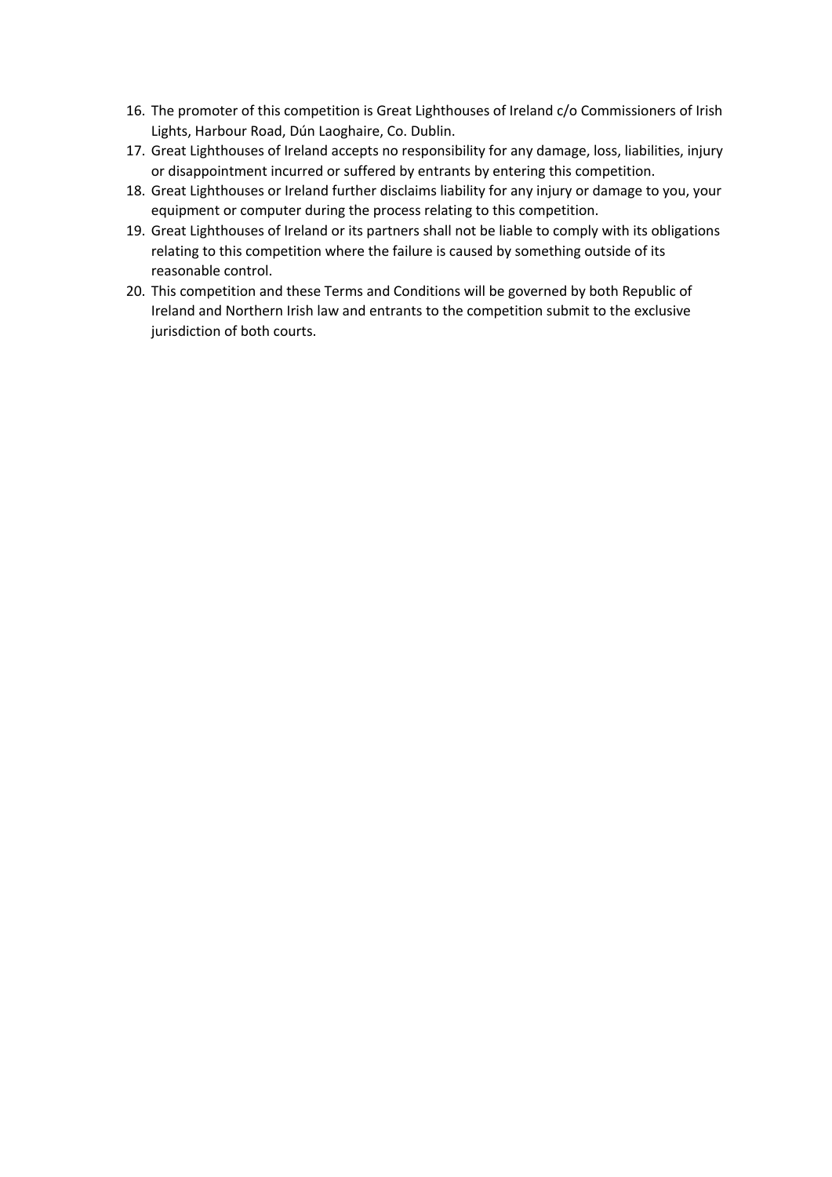16. The promoter of this competition is Great Lighthouses of Ireland c/o Commissioners of Irish Lights, Harbour Road, Dún Laoghaire, Co. Dublin.
17. Great Lighthouses of Ireland accepts no responsibility for any damage, loss, liabilities, injury or disappointment incurred or suffered by entrants by entering this competition.
18. Great Lighthouses or Ireland further disclaims liability for any injury or damage to you, your equipment or computer during the process relating to this competition.
19. Great Lighthouses of Ireland or its partners shall not be liable to comply with its obligations relating to this competition where the failure is caused by something outside of its reasonable control.
20. This competition and these Terms and Conditions will be governed by both Republic of Ireland and Northern Irish law and entrants to the competition submit to the exclusive jurisdiction of both courts.